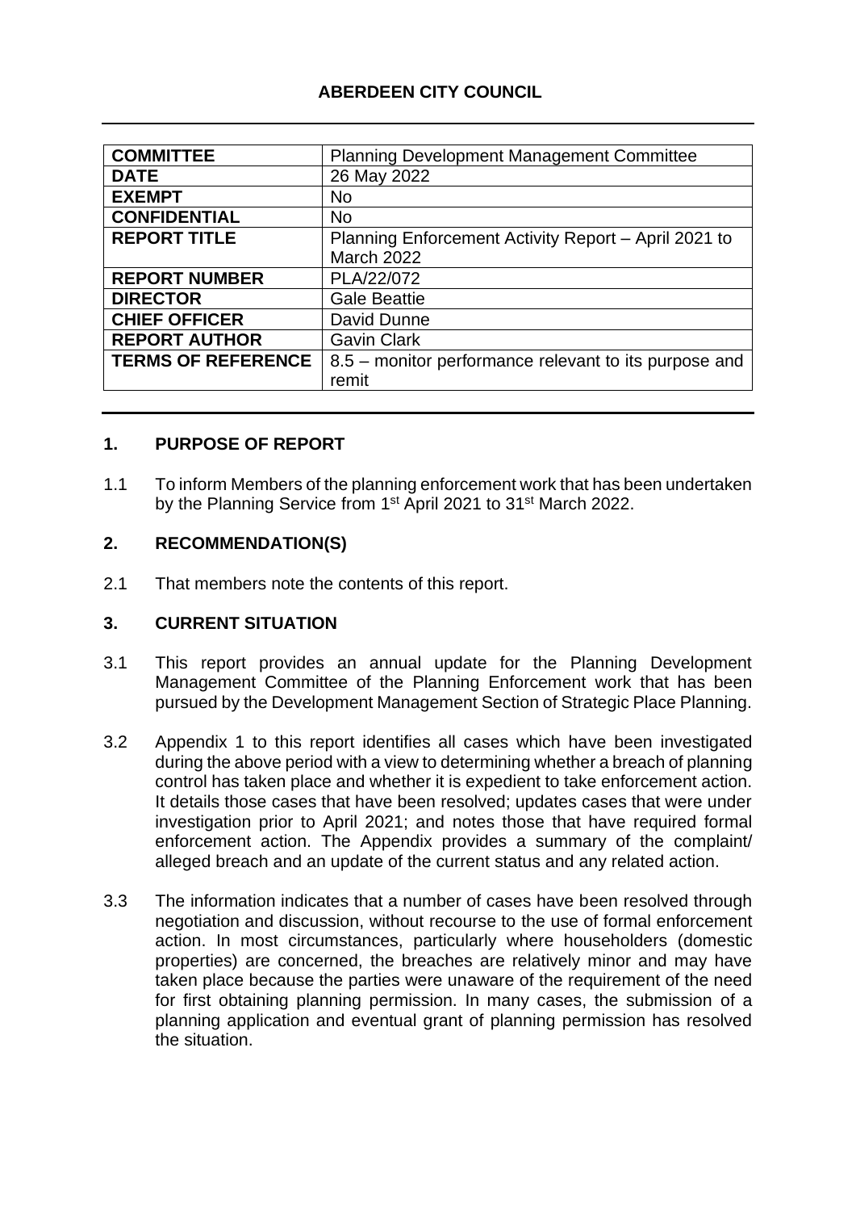# ABERDEEN CITY COUNCIL

| COMMITTEE | Planning Development Management Committee |
|---|---|
| DATE | 26 May 2022 |
| EXEMPT | No |
| CONFIDENTIAL | No |
| REPORT TITLE | Planning Enforcement Activity Report – April 2021 to March 2022 |
| REPORT NUMBER | PLA/22/072 |
| DIRECTOR | Gale Beattie |
| CHIEF OFFICER | David Dunne |
| REPORT AUTHOR | Gavin Clark |
| TERMS OF REFERENCE | 8.5 – monitor performance relevant to its purpose and remit |

## 1. PURPOSE OF REPORT

1.1 To inform Members of the planning enforcement work that has been undertaken by the Planning Service from 1st April 2021 to 31st March 2022.

## 2. RECOMMENDATION(S)

2.1 That members note the contents of this report.

## 3. CURRENT SITUATION

3.1 This report provides an annual update for the Planning Development Management Committee of the Planning Enforcement work that has been pursued by the Development Management Section of Strategic Place Planning.

3.2 Appendix 1 to this report identifies all cases which have been investigated during the above period with a view to determining whether a breach of planning control has taken place and whether it is expedient to take enforcement action. It details those cases that have been resolved; updates cases that were under investigation prior to April 2021; and notes those that have required formal enforcement action. The Appendix provides a summary of the complaint/ alleged breach and an update of the current status and any related action.

3.3 The information indicates that a number of cases have been resolved through negotiation and discussion, without recourse to the use of formal enforcement action. In most circumstances, particularly where householders (domestic properties) are concerned, the breaches are relatively minor and may have taken place because the parties were unaware of the requirement of the need for first obtaining planning permission. In many cases, the submission of a planning application and eventual grant of planning permission has resolved the situation.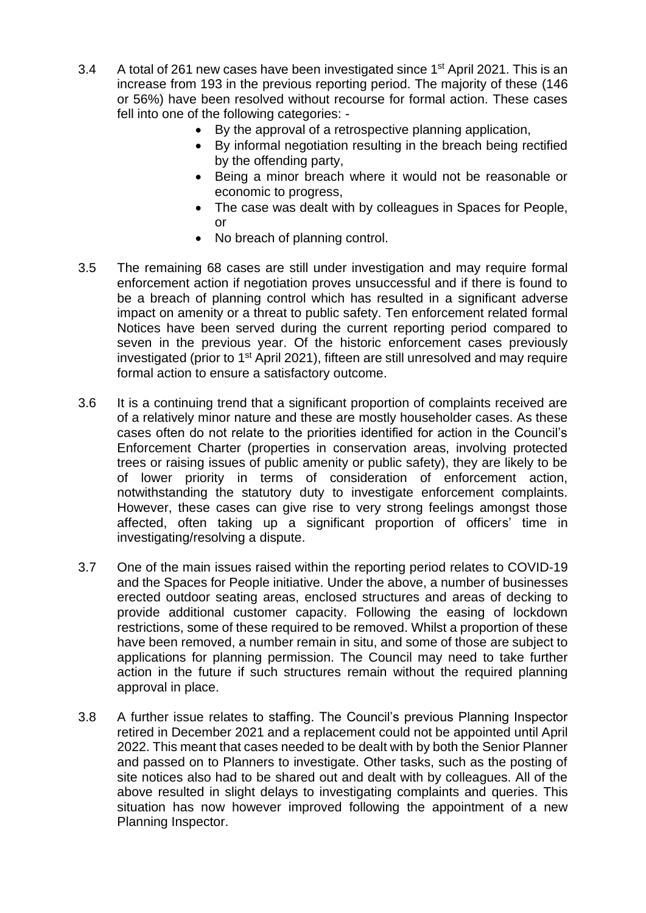3.4 A total of 261 new cases have been investigated since 1st April 2021. This is an increase from 193 in the previous reporting period. The majority of these (146 or 56%) have been resolved without recourse for formal action. These cases fell into one of the following categories: -

- By the approval of a retrospective planning application,
- By informal negotiation resulting in the breach being rectified by the offending party,
- Being a minor breach where it would not be reasonable or economic to progress,
- The case was dealt with by colleagues in Spaces for People, or
- No breach of planning control.

3.5 The remaining 68 cases are still under investigation and may require formal enforcement action if negotiation proves unsuccessful and if there is found to be a breach of planning control which has resulted in a significant adverse impact on amenity or a threat to public safety. Ten enforcement related formal Notices have been served during the current reporting period compared to seven in the previous year. Of the historic enforcement cases previously investigated (prior to 1st April 2021), fifteen are still unresolved and may require formal action to ensure a satisfactory outcome.

3.6 It is a continuing trend that a significant proportion of complaints received are of a relatively minor nature and these are mostly householder cases. As these cases often do not relate to the priorities identified for action in the Council's Enforcement Charter (properties in conservation areas, involving protected trees or raising issues of public amenity or public safety), they are likely to be of lower priority in terms of consideration of enforcement action, notwithstanding the statutory duty to investigate enforcement complaints. However, these cases can give rise to very strong feelings amongst those affected, often taking up a significant proportion of officers' time in investigating/resolving a dispute.

3.7 One of the main issues raised within the reporting period relates to COVID-19 and the Spaces for People initiative. Under the above, a number of businesses erected outdoor seating areas, enclosed structures and areas of decking to provide additional customer capacity. Following the easing of lockdown restrictions, some of these required to be removed. Whilst a proportion of these have been removed, a number remain in situ, and some of those are subject to applications for planning permission. The Council may need to take further action in the future if such structures remain without the required planning approval in place.

3.8 A further issue relates to staffing. The Council's previous Planning Inspector retired in December 2021 and a replacement could not be appointed until April 2022. This meant that cases needed to be dealt with by both the Senior Planner and passed on to Planners to investigate. Other tasks, such as the posting of site notices also had to be shared out and dealt with by colleagues. All of the above resulted in slight delays to investigating complaints and queries. This situation has now however improved following the appointment of a new Planning Inspector.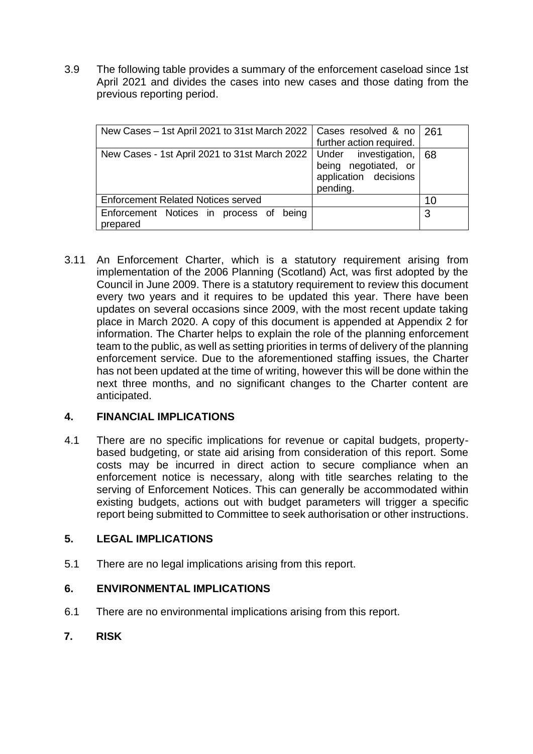3.9 The following table provides a summary of the enforcement caseload since 1st April 2021 and divides the cases into new cases and those dating from the previous reporting period.

| | | |
|---|---|---|
| New Cases – 1st April 2021 to 31st March 2022 | Cases resolved & no further action required. | 261 |
| New Cases - 1st April 2021 to 31st March 2022 | Under investigation, being negotiated, or application decisions pending. | 68 |
| Enforcement Related Notices served | | 10 |
| Enforcement Notices in process of being prepared | | 3 |

3.11 An Enforcement Charter, which is a statutory requirement arising from implementation of the 2006 Planning (Scotland) Act, was first adopted by the Council in June 2009. There is a statutory requirement to review this document every two years and it requires to be updated this year. There have been updates on several occasions since 2009, with the most recent update taking place in March 2020. A copy of this document is appended at Appendix 2 for information. The Charter helps to explain the role of the planning enforcement team to the public, as well as setting priorities in terms of delivery of the planning enforcement service. Due to the aforementioned staffing issues, the Charter has not been updated at the time of writing, however this will be done within the next three months, and no significant changes to the Charter content are anticipated.

## 4. FINANCIAL IMPLICATIONS

4.1 There are no specific implications for revenue or capital budgets, property-based budgeting, or state aid arising from consideration of this report. Some costs may be incurred in direct action to secure compliance when an enforcement notice is necessary, along with title searches relating to the serving of Enforcement Notices. This can generally be accommodated within existing budgets, actions out with budget parameters will trigger a specific report being submitted to Committee to seek authorisation or other instructions.

## 5. LEGAL IMPLICATIONS

5.1 There are no legal implications arising from this report.

## 6. ENVIRONMENTAL IMPLICATIONS

6.1 There are no environmental implications arising from this report.

## 7. RISK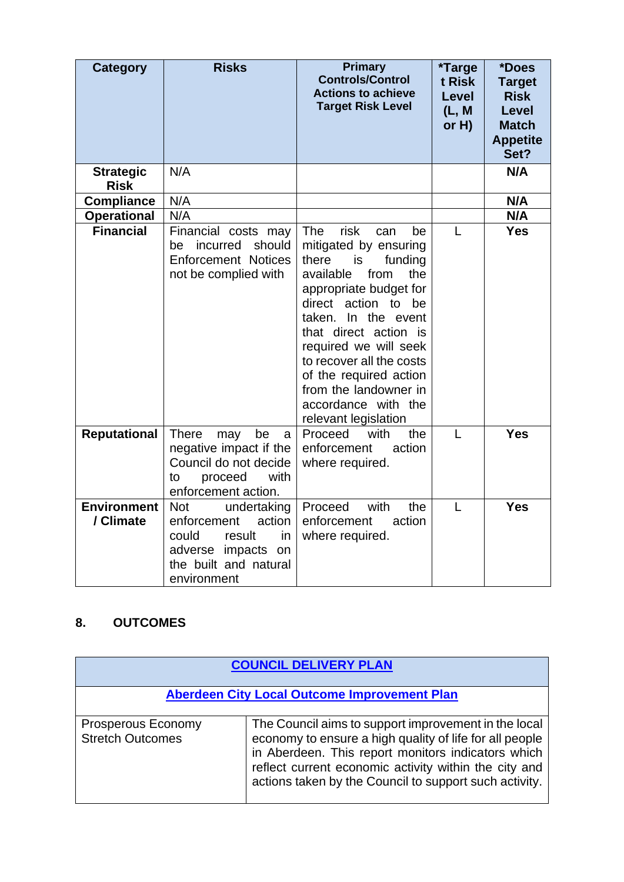| Category | Risks | Primary Controls/Control Actions to achieve Target Risk Level | *Target Risk Level (L, M or H) | *Does Target Risk Level Match Appetite Set? |
|---|---|---|---|---|
| **Strategic Risk** | N/A | | | **N/A** |
| **Compliance** | N/A | | | **N/A** |
| **Operational** | N/A | | | **N/A** |
| **Financial** | Financial costs may be incurred should Enforcement Notices not be complied with | The risk can be mitigated by ensuring there is funding available from the appropriate budget for direct action to be taken. In the event that direct action is required we will seek to recover all the costs of the required action from the landowner in accordance with the relevant legislation | L | **Yes** |
| **Reputational** | There may be a negative impact if the Council do not decide to proceed with enforcement action. | Proceed with the enforcement action where required. | L | **Yes** |
| **Environment / Climate** | Not undertaking enforcement action could result in adverse impacts on the built and natural environment | Proceed with the enforcement action where required. | L | **Yes** |

## 8. OUTCOMES

| COUNCIL DELIVERY PLAN | |
|---|---|
| **Aberdeen City Local Outcome Improvement Plan** | |
| Prosperous Economy Stretch Outcomes | The Council aims to support improvement in the local economy to ensure a high quality of life for all people in Aberdeen. This report monitors indicators which reflect current economic activity within the city and actions taken by the Council to support such activity. |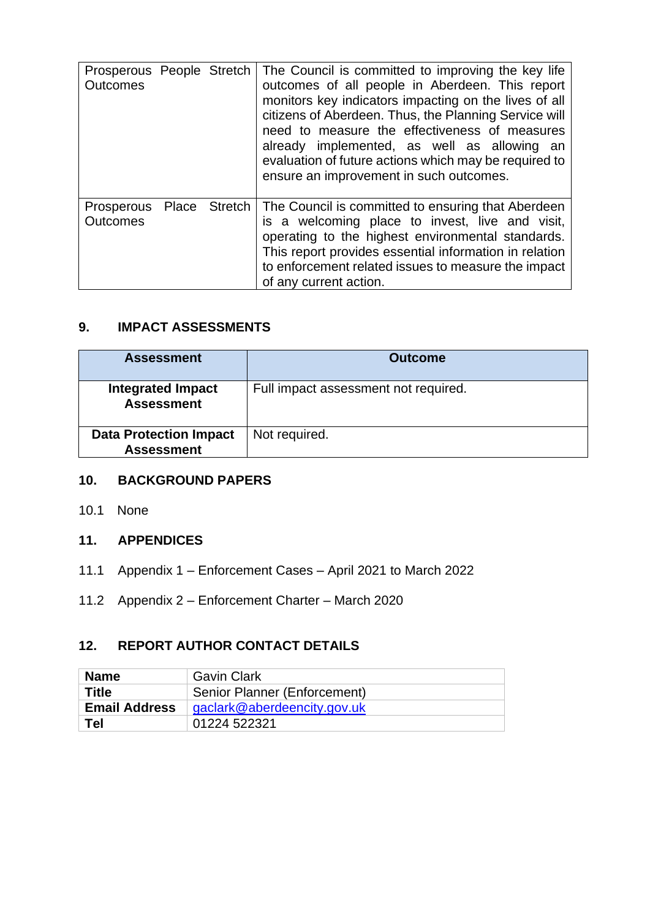| | |
|---|---|
| Prosperous People Stretch Outcomes | The Council is committed to improving the key life outcomes of all people in Aberdeen. This report monitors key indicators impacting on the lives of all citizens of Aberdeen. Thus, the Planning Service will need to measure the effectiveness of measures already implemented, as well as allowing an evaluation of future actions which may be required to ensure an improvement in such outcomes. |
| Prosperous Place Stretch Outcomes | The Council is committed to ensuring that Aberdeen is a welcoming place to invest, live and visit, operating to the highest environmental standards. This report provides essential information in relation to enforcement related issues to measure the impact of any current action. |

## 9. IMPACT ASSESSMENTS

| Assessment | Outcome |
|---|---|
| **Integrated Impact Assessment** | Full impact assessment not required. |
| **Data Protection Impact Assessment** | Not required. |

## 10. BACKGROUND PAPERS

10.1 None

## 11. APPENDICES

11.1 Appendix 1 – Enforcement Cases – April 2021 to March 2022

11.2 Appendix 2 – Enforcement Charter – March 2020

## 12. REPORT AUTHOR CONTACT DETAILS

| | |
|---|---|
| **Name** | Gavin Clark |
| **Title** | Senior Planner (Enforcement) |
| **Email Address** | gaclark@aberdeencity.gov.uk |
| **Tel** | 01224 522321 |